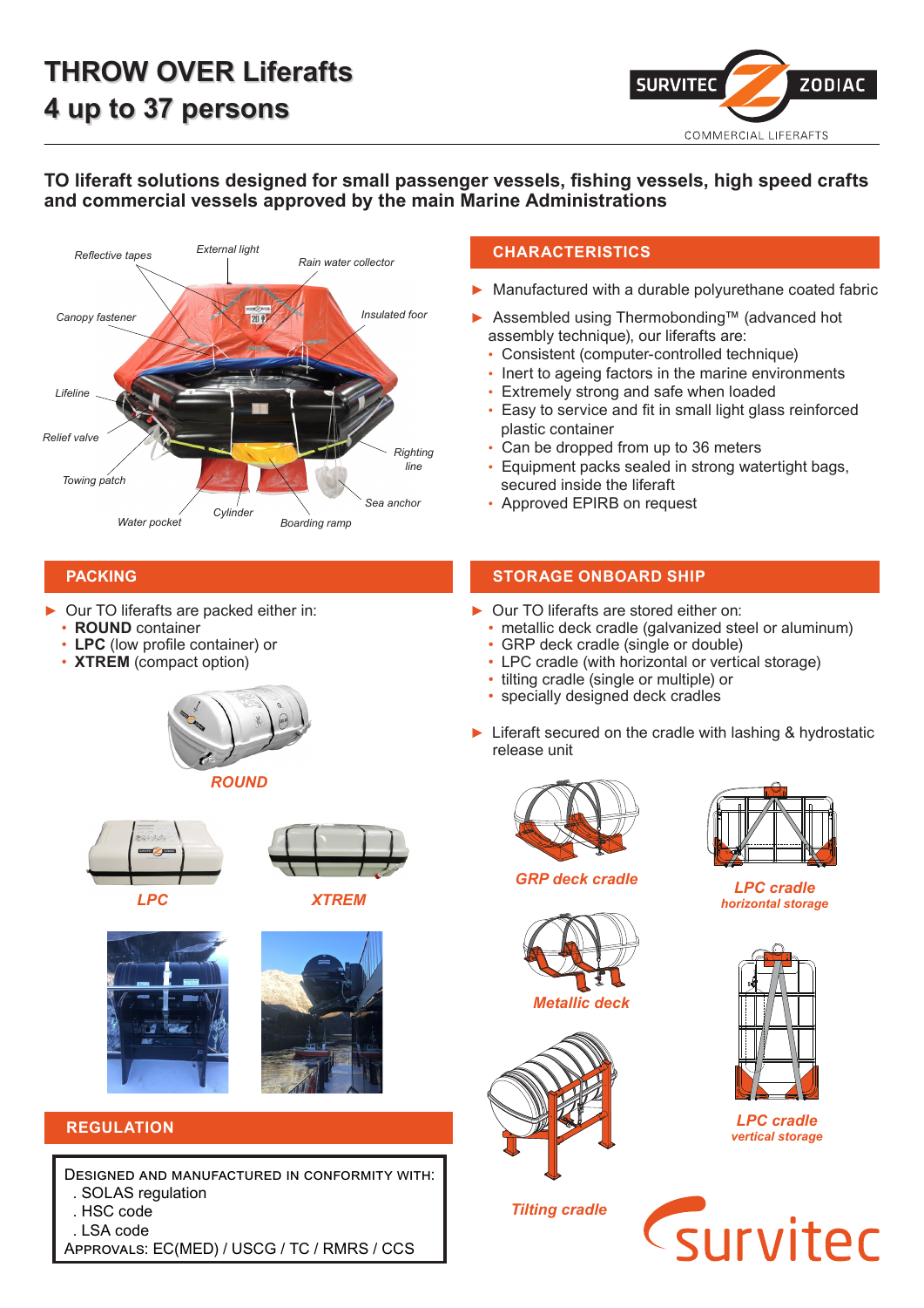# THROW OVER Liferafts
# 4 up to 37 persons

SURVITEC ZODIAC
COMMERCIAL LIFERAFTS

**TO liferaft solutions designed for small passenger vessels, fishing vessels, high speed crafts and commercial vessels approved by the main Marine Administrations**

*Reflective tapes*
*External light*
*Rain water collector*
*Canopy fastener*
*Insulated foor*
*Lifeline*
*Relief valve*
*Righting line*
*Towing patch*
*Sea anchor*
*Water pocket*
*Cylinder*
*Boarding ramp*

## CHARACTERISTICS

- Manufactured with a durable polyurethane coated fabric
- Assembled using Thermobonding™ (advanced hot assembly technique), our liferafts are:
  - Consistent (computer-controlled technique)
  - Inert to ageing factors in the marine environments
  - Extremely strong and safe when loaded
  - Easy to service and fit in small light glass reinforced plastic container
  - Can be dropped from up to 36 meters
  - Equipment packs sealed in strong watertight bags, secured inside the liferaft
  - Approved EPIRB on request

## PACKING

- Our TO liferafts are packed either in:
  - **ROUND** container
  - **LPC** (low profile container) or
  - **XTREM** (compact option)

*ROUND*

*LPC*

*XTREM*

## STORAGE ONBOARD SHIP

- Our TO liferafts are stored either on:
  - metallic deck cradle (galvanized steel or aluminum)
  - GRP deck cradle (single or double)
  - LPC cradle (with horizontal or vertical storage)
  - tilting cradle (single or multiple) or
  - specially designed deck cradles
- Liferaft secured on the cradle with lashing & hydrostatic release unit

*GRP deck cradle*

*LPC cradle horizontal storage*

*Metallic deck*

*LPC cradle vertical storage*

*Tilting cradle*

## REGULATION

DESIGNED AND MANUFACTURED IN CONFORMITY WITH:
. SOLAS regulation
. HSC code
. LSA code
APPROVALS: EC(MED) / USCG / TC / RMRS / CCS

survitec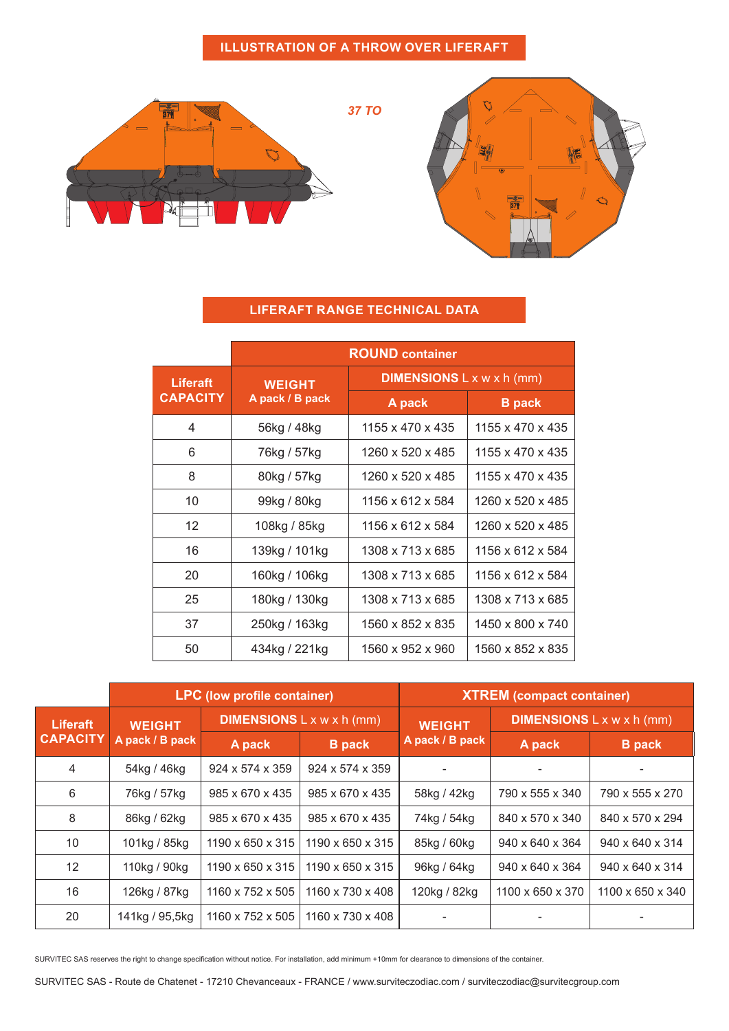## ILLUSTRATION OF A THROW OVER LIFERAFT

*37 TO*

## LIFERAFT RANGE TECHNICAL DATA

| Liferaft CAPACITY | ROUND container | | |
|---|---|---|---|
| | WEIGHT A pack / B pack | DIMENSIONS L x w x h (mm) | |
| | | A pack | B pack |
| 4 | 56kg / 48kg | 1155 x 470 x 435 | 1155 x 470 x 435 |
| 6 | 76kg / 57kg | 1260 x 520 x 485 | 1155 x 470 x 435 |
| 8 | 80kg / 57kg | 1260 x 520 x 485 | 1155 x 470 x 435 |
| 10 | 99kg / 80kg | 1156 x 612 x 584 | 1260 x 520 x 485 |
| 12 | 108kg / 85kg | 1156 x 612 x 584 | 1260 x 520 x 485 |
| 16 | 139kg / 101kg | 1308 x 713 x 685 | 1156 x 612 x 584 |
| 20 | 160kg / 106kg | 1308 x 713 x 685 | 1156 x 612 x 584 |
| 25 | 180kg / 130kg | 1308 x 713 x 685 | 1308 x 713 x 685 |
| 37 | 250kg / 163kg | 1560 x 852 x 835 | 1450 x 800 x 740 |
| 50 | 434kg / 221kg | 1560 x 952 x 960 | 1560 x 852 x 835 |

| Liferaft CAPACITY | LPC (low profile container) | | | XTREM (compact container) | | |
|---|---|---|---|---|---|---|
| | WEIGHT A pack / B pack | DIMENSIONS L x w x h (mm) | | WEIGHT A pack / B pack | DIMENSIONS L x w x h (mm) | |
| | | A pack | B pack | | A pack | B pack |
| 4 | 54kg / 46kg | 924 x 574 x 359 | 924 x 574 x 359 | - | - | - |
| 6 | 76kg / 57kg | 985 x 670 x 435 | 985 x 670 x 435 | 58kg / 42kg | 790 x 555 x 340 | 790 x 555 x 270 |
| 8 | 86kg / 62kg | 985 x 670 x 435 | 985 x 670 x 435 | 74kg / 54kg | 840 x 570 x 340 | 840 x 570 x 294 |
| 10 | 101kg / 85kg | 1190 x 650 x 315 | 1190 x 650 x 315 | 85kg / 60kg | 940 x 640 x 364 | 940 x 640 x 314 |
| 12 | 110kg / 90kg | 1190 x 650 x 315 | 1190 x 650 x 315 | 96kg / 64kg | 940 x 640 x 364 | 940 x 640 x 314 |
| 16 | 126kg / 87kg | 1160 x 752 x 505 | 1160 x 730 x 408 | 120kg / 82kg | 1100 x 650 x 370 | 1100 x 650 x 340 |
| 20 | 141kg / 95,5kg | 1160 x 752 x 505 | 1160 x 730 x 408 | - | - | - |

SURVITEC SAS reserves the right to change specification without notice. For installation, add minimum +10mm for clearance to dimensions of the container.

SURVITEC SAS - Route de Chatenet - 17210 Chevanceaux - FRANCE / www.surviteczodiac.com / surviteczodiac@survitecgroup.com